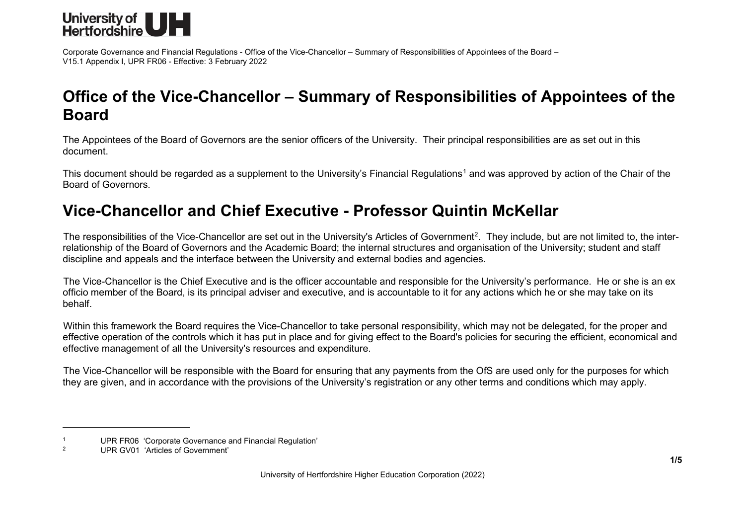# Office of the Vice-Chancellor – Summary of Responsibilities of Appointees of the Board

The Appointees of the Board of Governors are the senior officers of the University. Their principal responsibilities are as set out in this document.

This document should be regarded as a supplement to the University's Financial Regulations[1] and was approved by action of the Chair of the Board of Governors.

## Vice-Chancellor and Chief Executive - Professor Quintin McKellar

The responsibilities of the Vice-Chancellor are set out in the University's Articles of Government[2]. They include, but are not limited to, the inter-relationship of the Board of Governors and the Academic Board; the internal structures and organisation of the University; student and staff discipline and appeals and the interface between the University and external bodies and agencies.

The Vice-Chancellor is the Chief Executive and is the officer accountable and responsible for the University's performance. He or she is an ex officio member of the Board, is its principal adviser and executive, and is accountable to it for any actions which he or she may take on its behalf.

Within this framework the Board requires the Vice-Chancellor to take personal responsibility, which may not be delegated, for the proper and effective operation of the controls which it has put in place and for giving effect to the Board's policies for securing the efficient, economical and effective management of all the University's resources and expenditure.

The Vice-Chancellor will be responsible with the Board for ensuring that any payments from the OfS are used only for the purposes for which they are given, and in accordance with the provisions of the University's registration or any other terms and conditions which may apply.

---

[1] UPR FR06 'Corporate Governance and Financial Regulation'

[2] UPR GV01 'Articles of Government'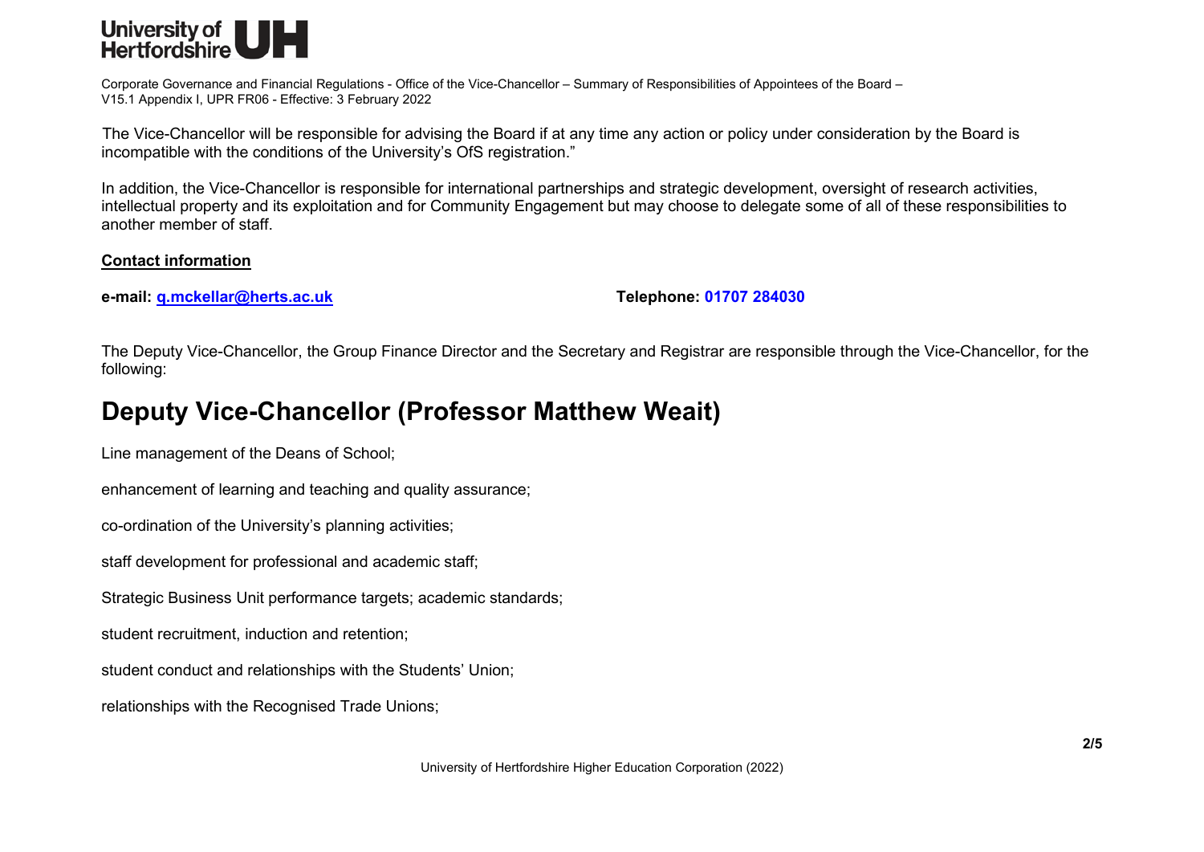The Vice-Chancellor will be responsible for advising the Board if at any time any action or policy under consideration by the Board is incompatible with the conditions of the University's OfS registration."

In addition, the Vice-Chancellor is responsible for international partnerships and strategic development, oversight of research activities, intellectual property and its exploitation and for Community Engagement but may choose to delegate some of all of these responsibilities to another member of staff.

**Contact information**

**e-mail:** q.mckellar@herts.ac.uk **Telephone:** 01707 284030

The Deputy Vice-Chancellor, the Group Finance Director and the Secretary and Registrar are responsible through the Vice-Chancellor, for the following:

## Deputy Vice-Chancellor (Professor Matthew Weait)

Line management of the Deans of School;

enhancement of learning and teaching and quality assurance;

co-ordination of the University's planning activities;

staff development for professional and academic staff;

Strategic Business Unit performance targets; academic standards;

student recruitment, induction and retention;

student conduct and relationships with the Students' Union;

relationships with the Recognised Trade Unions;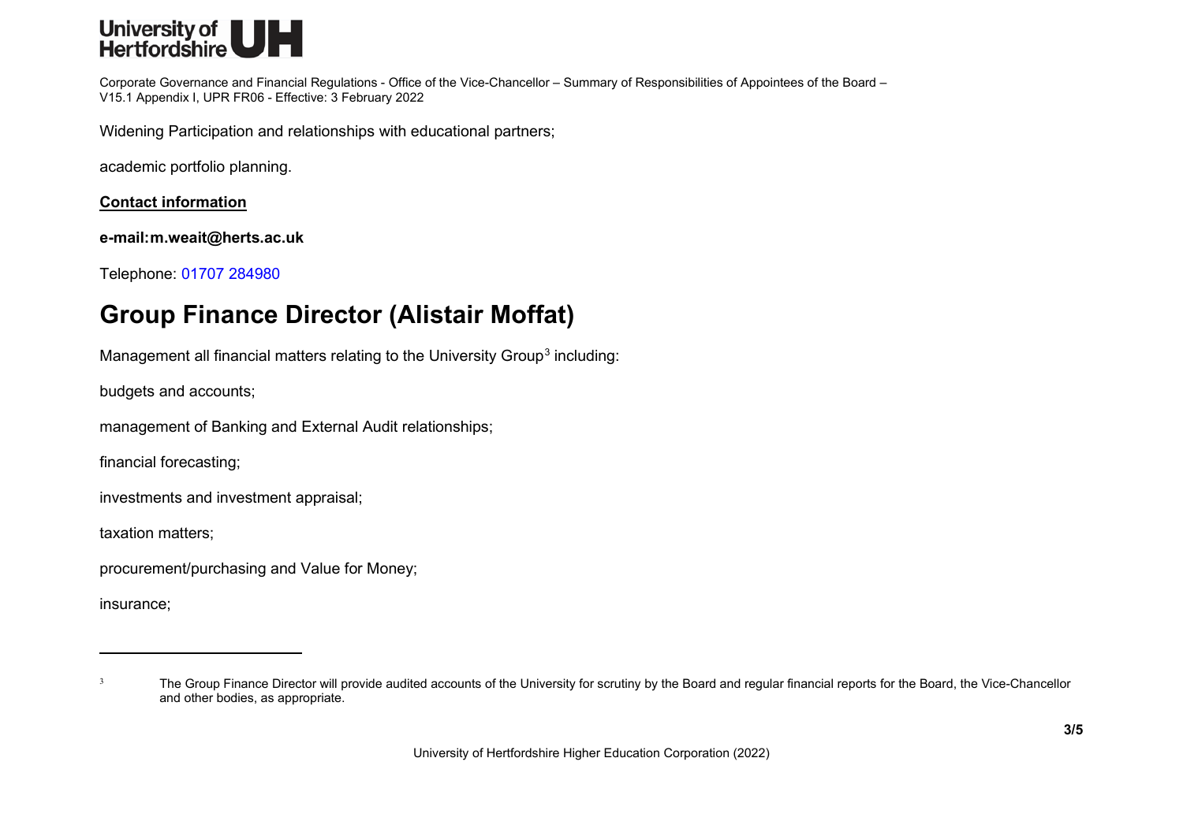Widening Participation and relationships with educational partners;

academic portfolio planning.

**Contact information**

**e-mail:m.weait@herts.ac.uk**

Telephone: 01707 284980

## Group Finance Director (Alistair Moffat)

Management all financial matters relating to the University Group[3] including:

budgets and accounts;

management of Banking and External Audit relationships;

financial forecasting;

investments and investment appraisal;

taxation matters;

procurement/purchasing and Value for Money;

insurance;

---

[3] The Group Finance Director will provide audited accounts of the University for scrutiny by the Board and regular financial reports for the Board, the Vice-Chancellor and other bodies, as appropriate.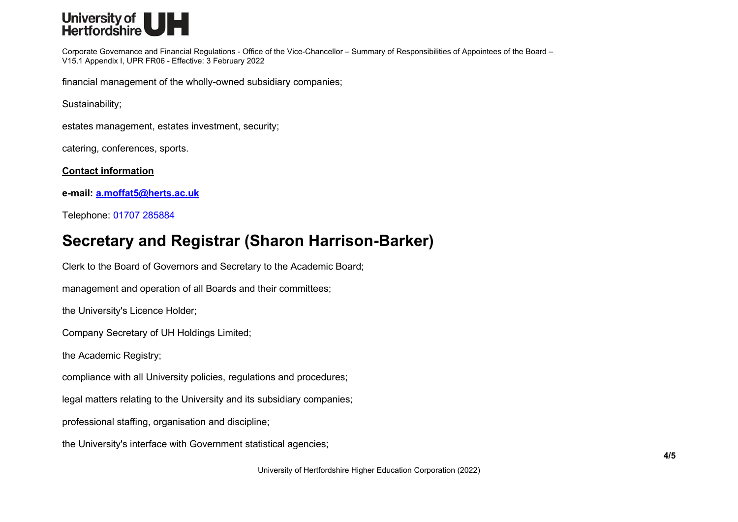financial management of the wholly-owned subsidiary companies;

Sustainability;

estates management, estates investment, security;

catering, conferences, sports.

**Contact information**

**e-mail: a.moffat5@herts.ac.uk**

Telephone: 01707 285884

# Secretary and Registrar (Sharon Harrison-Barker)

Clerk to the Board of Governors and Secretary to the Academic Board;

management and operation of all Boards and their committees;

the University's Licence Holder;

Company Secretary of UH Holdings Limited;

the Academic Registry;

compliance with all University policies, regulations and procedures;

legal matters relating to the University and its subsidiary companies;

professional staffing, organisation and discipline;

the University's interface with Government statistical agencies;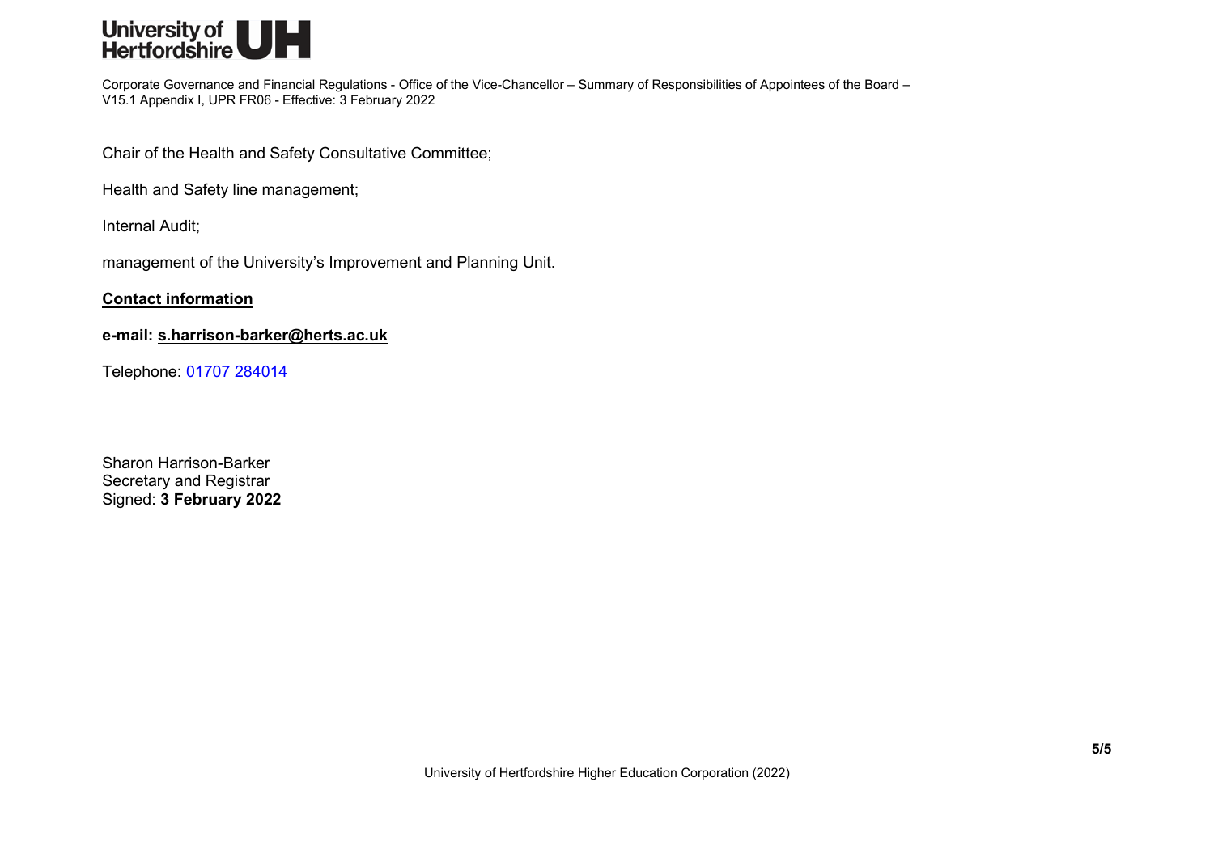Chair of the Health and Safety Consultative Committee;

Health and Safety line management;

Internal Audit;

management of the University's Improvement and Planning Unit.

**Contact information**

**e-mail: s.harrison-barker@herts.ac.uk**

Telephone: 01707 284014

Sharon Harrison-Barker
Secretary and Registrar
Signed: **3 February 2022**